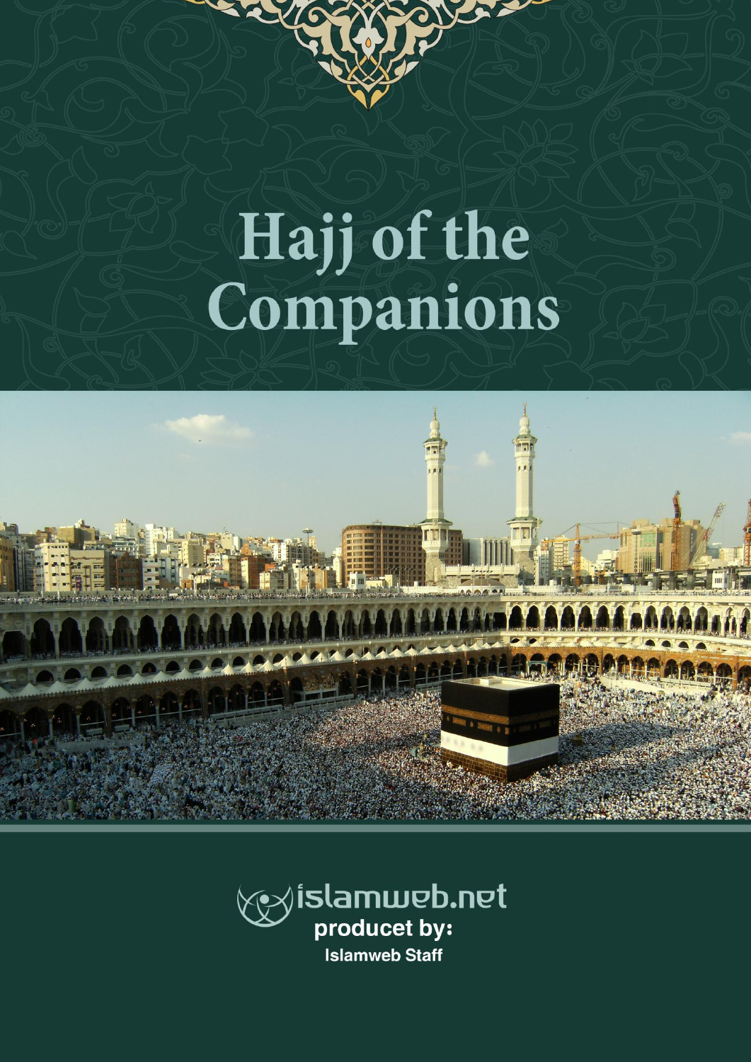# Hajj of the Companions

islamweb.net

**producet by:**

**Islamweb Staff**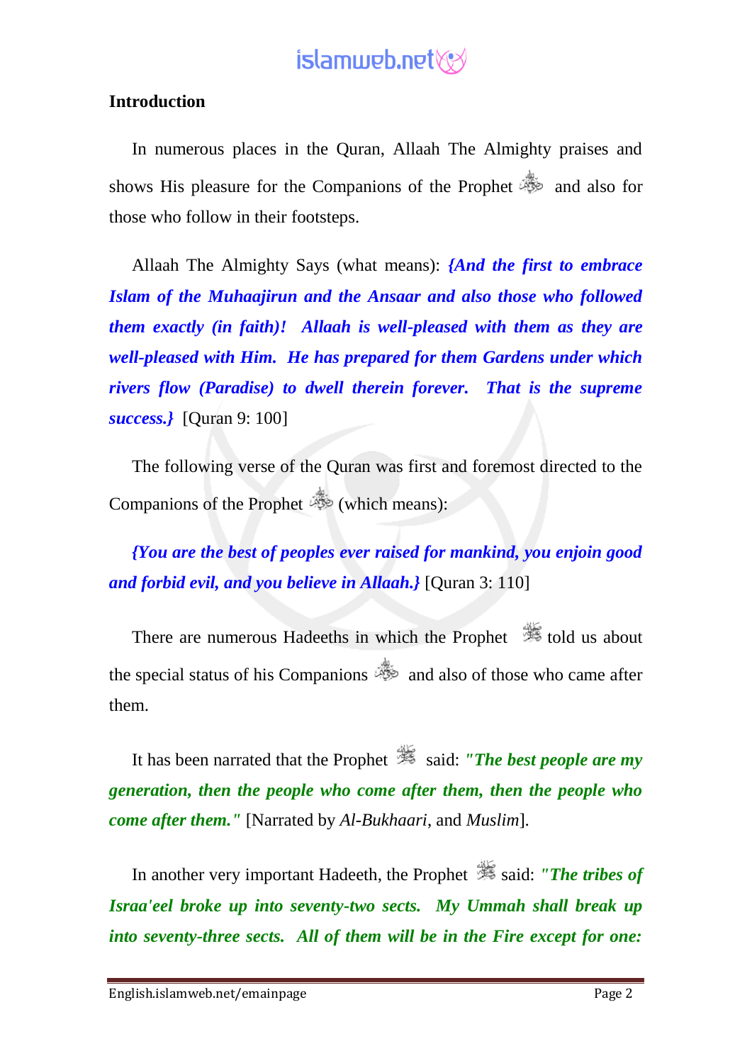**Introduction**

In numerous places in the Quran, Allaah The Almighty praises and shows His pleasure for the Companions of the Prophet and also for those who follow in their footsteps.

Allaah The Almighty Says (what means): ***{And the first to embrace Islam of the Muhaajirun and the Ansaar and also those who followed them exactly (in faith)! Allaah is well-pleased with them as they are well-pleased with Him. He has prepared for them Gardens under which rivers flow (Paradise) to dwell therein forever. That is the supreme success.}*** [Quran 9: 100]

The following verse of the Quran was first and foremost directed to the Companions of the Prophet (which means):

***{You are the best of peoples ever raised for mankind, you enjoin good and forbid evil, and you believe in Allaah.}*** [Quran 3: 110]

There are numerous Hadeeths in which the Prophet told us about the special status of his Companions and also of those who came after them.

It has been narrated that the Prophet said: ***"The best people are my generation, then the people who come after them, then the people who come after them."*** [Narrated by *Al-Bukhaari*, and *Muslim*].

In another very important Hadeeth, the Prophet said: ***"The tribes of Israa'eel broke up into seventy-two sects. My Ummah shall break up into seventy-three sects. All of them will be in the Fire except for one:***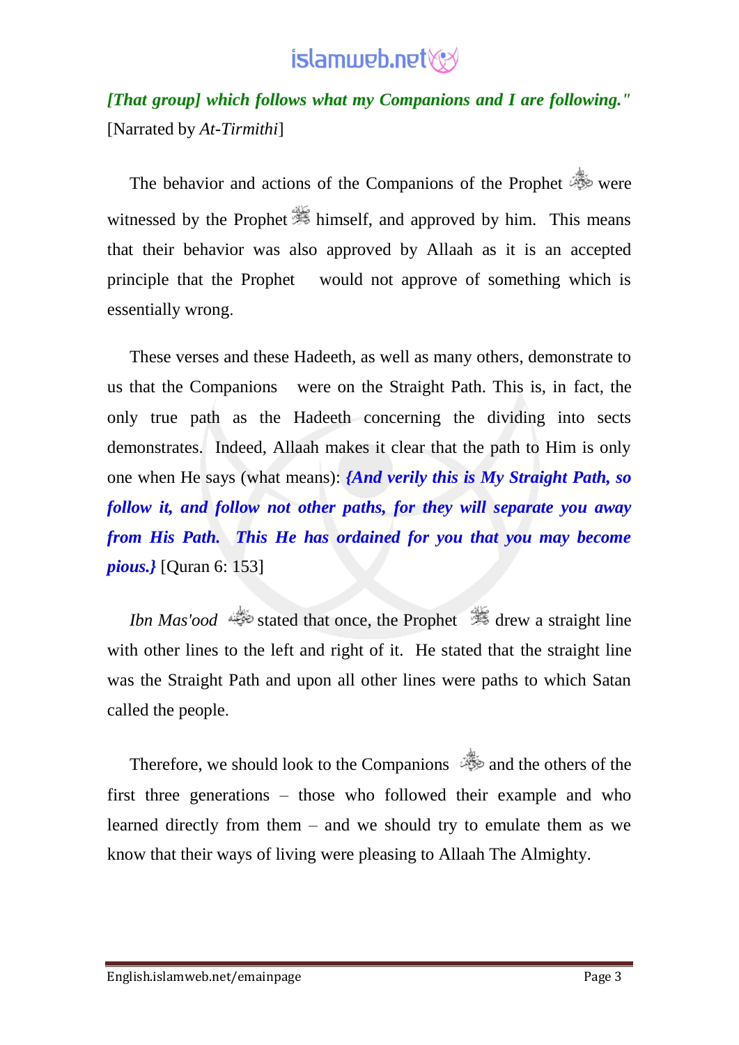*[That group] which follows what my Companions and I are following."* [Narrated by *At-Tirmithi*]

The behavior and actions of the Companions of the Prophet were witnessed by the Prophet himself, and approved by him. This means that their behavior was also approved by Allaah as it is an accepted principle that the Prophet would not approve of something which is essentially wrong.

These verses and these Hadeeth, as well as many others, demonstrate to us that the Companions were on the Straight Path. This is, in fact, the only true path as the Hadeeth concerning the dividing into sects demonstrates. Indeed, Allaah makes it clear that the path to Him is only one when He says (what means): ***{And verily this is My Straight Path, so follow it, and follow not other paths, for they will separate you away from His Path. This He has ordained for you that you may become pious.}*** [Quran 6: 153]

*Ibn Mas'ood* stated that once, the Prophet drew a straight line with other lines to the left and right of it. He stated that the straight line was the Straight Path and upon all other lines were paths to which Satan called the people.

Therefore, we should look to the Companions and the others of the first three generations – those who followed their example and who learned directly from them – and we should try to emulate them as we know that their ways of living were pleasing to Allaah The Almighty.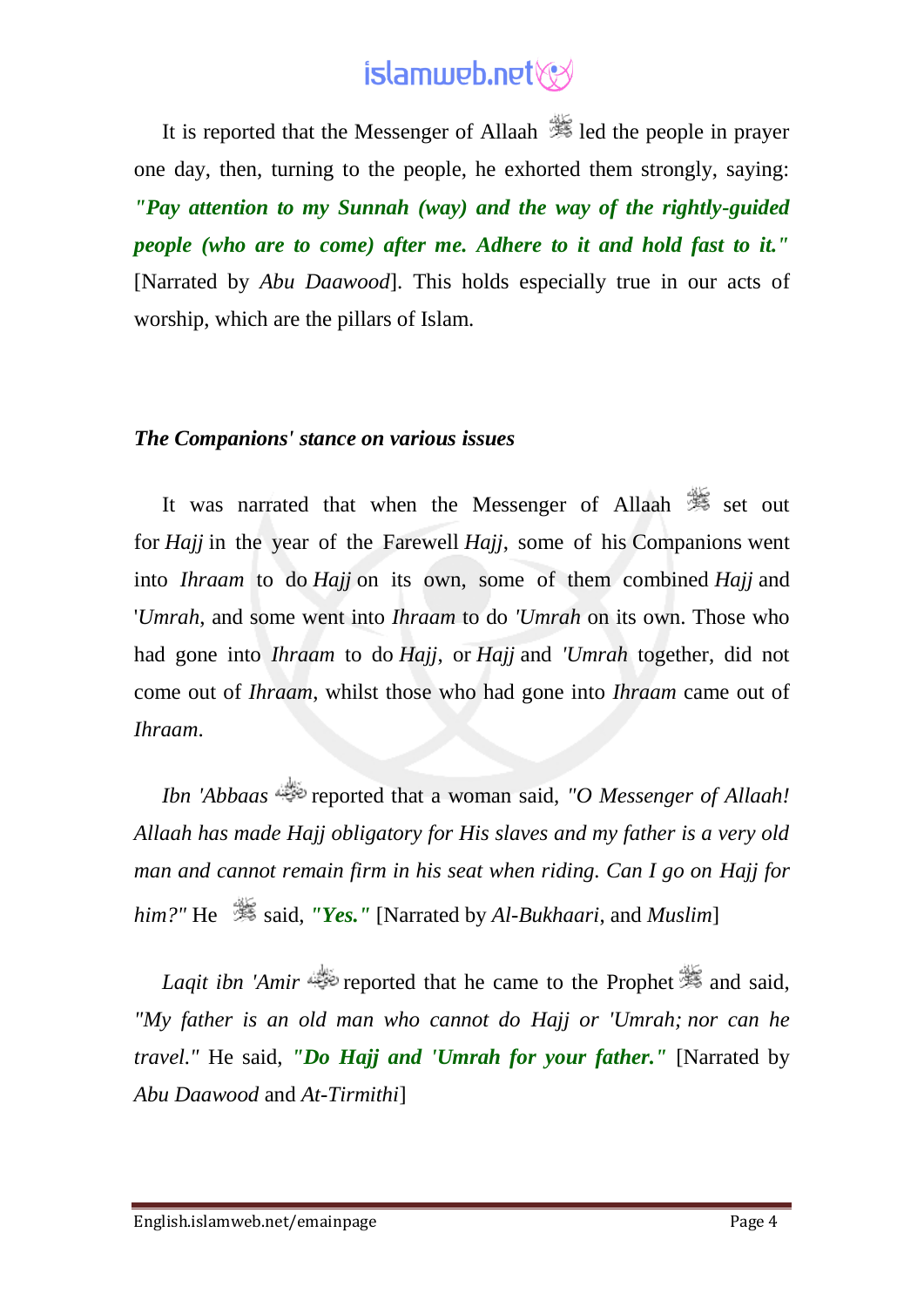It is reported that the Messenger of Allaah ﷺ led the people in prayer one day, then, turning to the people, he exhorted them strongly, saying: ***"Pay attention to my Sunnah (way) and the way of the rightly-guided people (who are to come) after me. Adhere to it and hold fast to it."*** [Narrated by *Abu Daawood*]. This holds especially true in our acts of worship, which are the pillars of Islam.

### *The Companions' stance on various issues*

It was narrated that when the Messenger of Allaah ﷺ set out for *Hajj* in the year of the Farewell *Hajj*, some of his Companions went into *Ihraam* to do *Hajj* on its own, some of them combined *Hajj* and '*Umrah*, and some went into *Ihraam* to do *'Umrah* on its own. Those who had gone into *Ihraam* to do *Hajj*, or *Hajj* and *'Umrah* together, did not come out of *Ihraam*, whilst those who had gone into *Ihraam* came out of *Ihraam*.

*Ibn 'Abbaas* رضي الله عنهما reported that a woman said, *"O Messenger of Allaah! Allaah has made Hajj obligatory for His slaves and my father is a very old man and cannot remain firm in his seat when riding. Can I go on Hajj for him?"* He ﷺ said, ***"Yes."*** [Narrated by *Al-Bukhaari*, and *Muslim*]

*Laqit ibn 'Amir* رضي الله عنه reported that he came to the Prophet ﷺ and said, *"My father is an old man who cannot do Hajj or 'Umrah; nor can he travel."* He said, ***"Do Hajj and 'Umrah for your father."*** [Narrated by *Abu Daawood* and *At-Tirmithi*]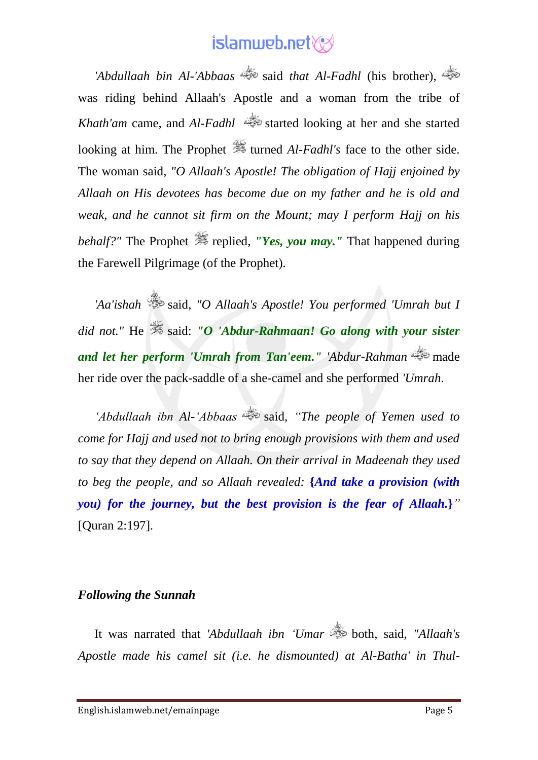*'Abdullaah bin Al-'Abbaas* said *that Al-Fadhl* (his brother), was riding behind Allaah's Apostle and a woman from the tribe of *Khath'am* came, and *Al-Fadhl* started looking at her and she started looking at him. The Prophet turned *Al-Fadhl's* face to the other side. The woman said, *"O Allaah's Apostle! The obligation of Hajj enjoined by Allaah on His devotees has become due on my father and he is old and weak, and he cannot sit firm on the Mount; may I perform Hajj on his behalf?"* The Prophet replied, ***"Yes, you may."*** That happened during the Farewell Pilgrimage (of the Prophet).

*'Aa'ishah* said, *"O Allaah's Apostle! You performed 'Umrah but I did not."* He said: ***"O 'Abdur-Rahmaan! Go along with your sister and let her perform 'Umrah from Tan'eem."*** *'Abdur-Rahman* made her ride over the pack-saddle of a she-camel and she performed *'Umrah*.

*'Abdullaah ibn Al-'Abbaas* said, *"The people of Yemen used to come for Hajj and used not to bring enough provisions with them and used to say that they depend on Allaah. On their arrival in Madeenah they used to beg the people, and so Allaah revealed:* ***{And take a provision (with you) for the journey, but the best provision is the fear of Allaah.}****"* [Quran 2:197].

***Following the Sunnah***

It was narrated that *'Abdullaah ibn 'Umar* both, said, *"Allaah's Apostle made his camel sit (i.e. he dismounted) at Al-Batha' in Thul-*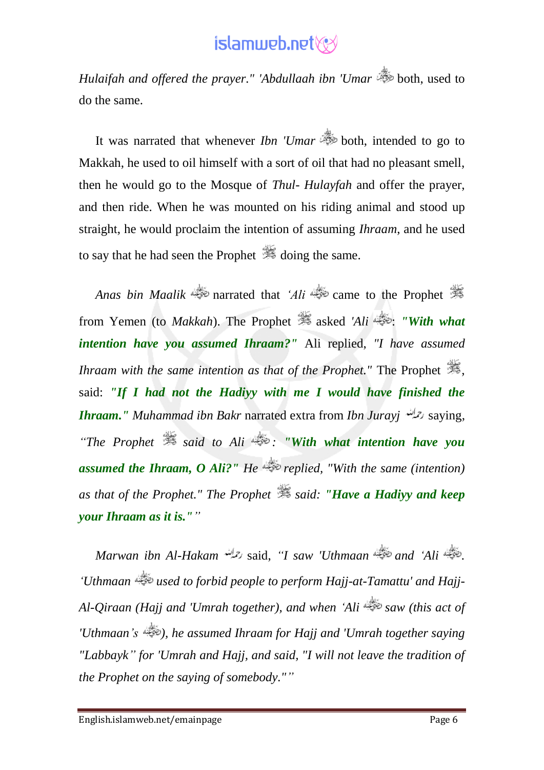*Hulaifah and offered the prayer." 'Abdullaah ibn 'Umar* both, used to do the same.

It was narrated that whenever *Ibn 'Umar* both, intended to go to Makkah, he used to oil himself with a sort of oil that had no pleasant smell, then he would go to the Mosque of *Thul- Hulayfah* and offer the prayer, and then ride. When he was mounted on his riding animal and stood up straight, he would proclaim the intention of assuming *Ihraam*, and he used to say that he had seen the Prophet doing the same.

*Anas bin Maalik* narrated that *'Ali* came to the Prophet from Yemen (to *Makkah*). The Prophet asked *'Ali*: ***"With what intention have you assumed Ihraam?"*** Ali replied, *"I have assumed Ihraam with the same intention as that of the Prophet."* The Prophet, said: ***"If I had not the Hadiyy with me I would have finished the Ihraam."*** *Muhammad ibn Bakr* narrated extra from *Ibn Jurayj* saying, *"The Prophet said to Ali:* ***"With what intention have you assumed the Ihraam, O Ali?"*** *He replied, "With the same (intention) as that of the Prophet." The Prophet said:* ***"Have a Hadiyy and keep your Ihraam as it is."*** *"*

*Marwan ibn Al-Hakam* said, *"I saw 'Uthmaan and 'Ali. 'Uthmaan used to forbid people to perform Hajj-at-Tamattu' and Hajj-Al-Qiraan (Hajj and 'Umrah together), and when 'Ali saw (this act of 'Uthmaan's), he assumed Ihraam for Hajj and 'Umrah together saying "Labbayk" for 'Umrah and Hajj, and said, "I will not leave the tradition of the Prophet on the saying of somebody.""*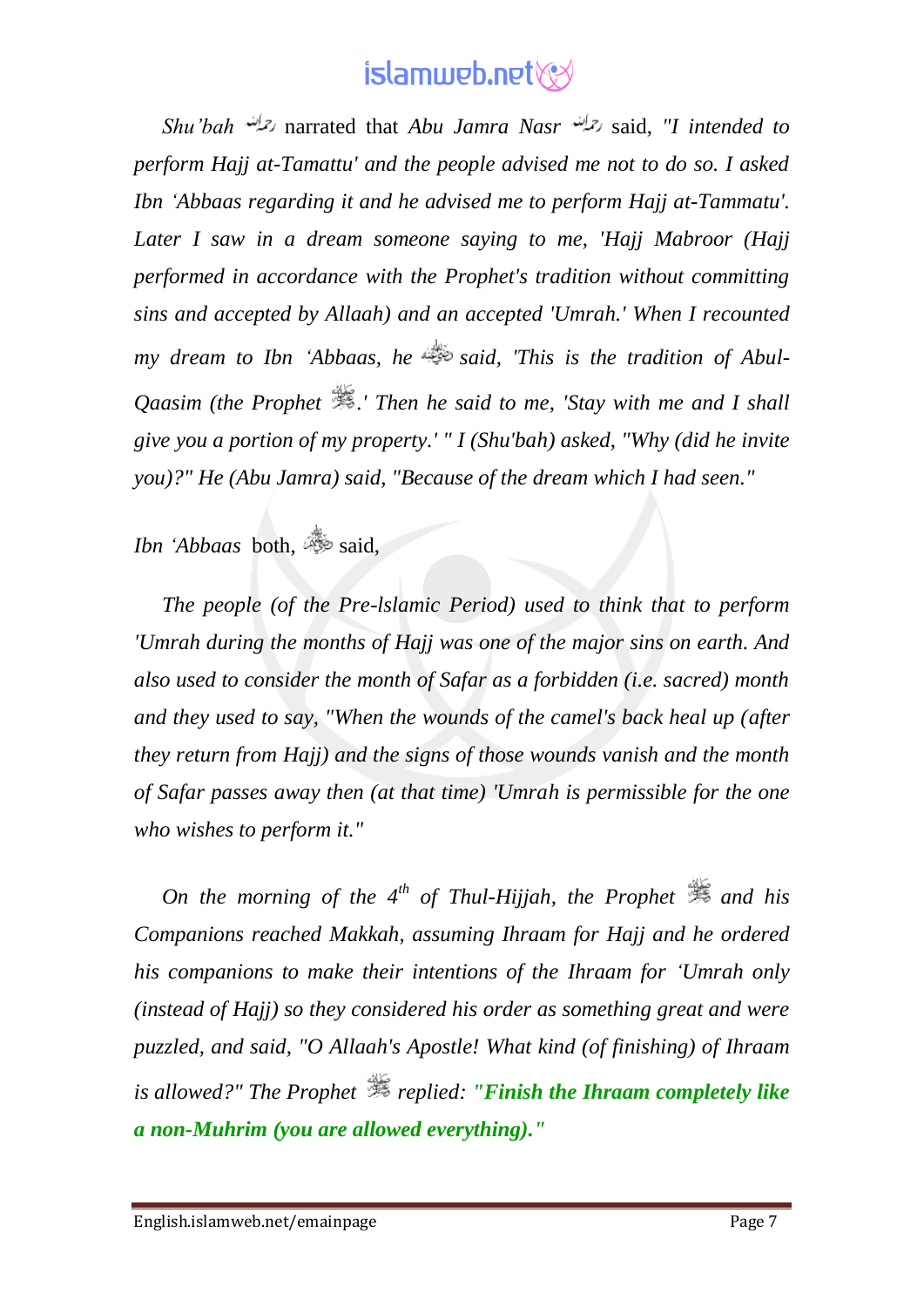*Shu'bah* narrated that *Abu Jamra Nasr* said, *"I intended to perform Hajj at-Tamattu' and the people advised me not to do so. I asked Ibn 'Abbaas regarding it and he advised me to perform Hajj at-Tammatu'. Later I saw in a dream someone saying to me, 'Hajj Mabroor (Hajj performed in accordance with the Prophet's tradition without committing sins and accepted by Allaah) and an accepted 'Umrah.' When I recounted my dream to Ibn 'Abbaas, he said, 'This is the tradition of Abul-Qaasim (the Prophet ).' Then he said to me, 'Stay with me and I shall give you a portion of my property.' " I (Shu'bah) asked, "Why (did he invite you)?" He (Abu Jamra) said, "Because of the dream which I had seen."*

*Ibn 'Abbaas* both, said,

*The people (of the Pre-Islamic Period) used to think that to perform 'Umrah during the months of Hajj was one of the major sins on earth. And also used to consider the month of Safar as a forbidden (i.e. sacred) month and they used to say, "When the wounds of the camel's back heal up (after they return from Hajj) and the signs of those wounds vanish and the month of Safar passes away then (at that time) 'Umrah is permissible for the one who wishes to perform it."*

*On the morning of the 4th of Thul-Hijjah, the Prophet and his Companions reached Makkah, assuming Ihraam for Hajj and he ordered his companions to make their intentions of the Ihraam for 'Umrah only (instead of Hajj) so they considered his order as something great and were puzzled, and said, "O Allaah's Apostle! What kind (of finishing) of Ihraam is allowed?" The Prophet replied:* ***"Finish the Ihraam completely like a non-Muhrim (you are allowed everything)."***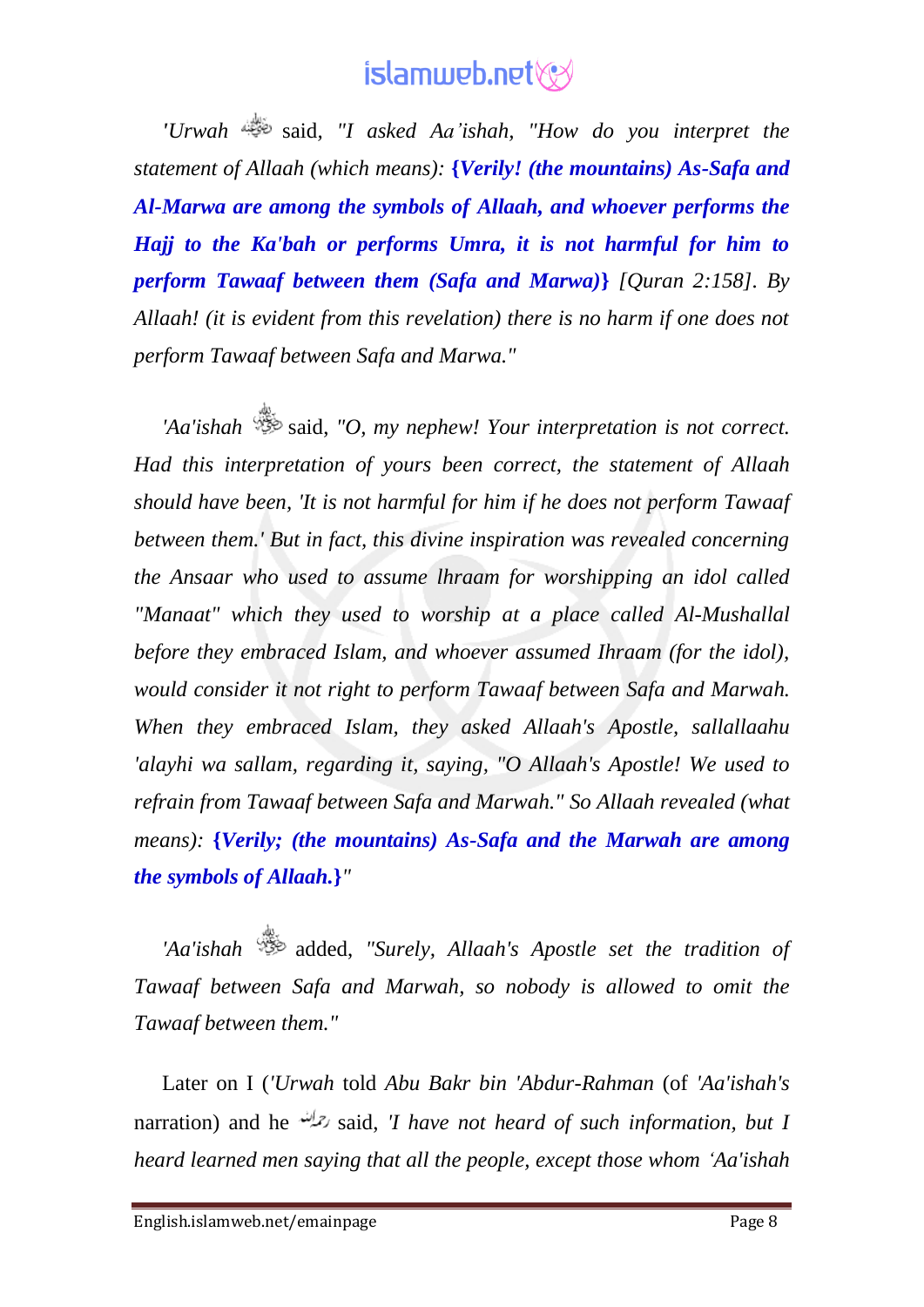*'Urwah* said, *"I asked Aa'ishah, "How do you interpret the statement of Allaah (which means):* **{Verily! (the mountains) As-Safa and Al-Marwa are among the symbols of Allaah, and whoever performs the Hajj to the Ka'bah or performs Umra, it is not harmful for him to perform Tawaaf between them (Safa and Marwa)}** *[Quran 2:158]. By Allaah! (it is evident from this revelation) there is no harm if one does not perform Tawaaf between Safa and Marwa."*

*'Aa'ishah* said, *"O, my nephew! Your interpretation is not correct. Had this interpretation of yours been correct, the statement of Allaah should have been, 'It is not harmful for him if he does not perform Tawaaf between them.' But in fact, this divine inspiration was revealed concerning the Ansaar who used to assume lhraam for worshipping an idol called "Manaat" which they used to worship at a place called Al-Mushallal before they embraced Islam, and whoever assumed Ihraam (for the idol), would consider it not right to perform Tawaaf between Safa and Marwah. When they embraced Islam, they asked Allaah's Apostle, sallallaahu 'alayhi wa sallam, regarding it, saying, "O Allaah's Apostle! We used to refrain from Tawaaf between Safa and Marwah." So Allaah revealed (what means):* **{Verily; (the mountains) As-Safa and the Marwah are among the symbols of Allaah.}***"*

*'Aa'ishah* added, *"Surely, Allaah's Apostle set the tradition of Tawaaf between Safa and Marwah, so nobody is allowed to omit the Tawaaf between them."*

Later on I (*'Urwah* told *Abu Bakr bin 'Abdur-Rahman* (of *'Aa'ishah's* narration) and he said, *'I have not heard of such information, but I heard learned men saying that all the people, except those whom 'Aa'ishah*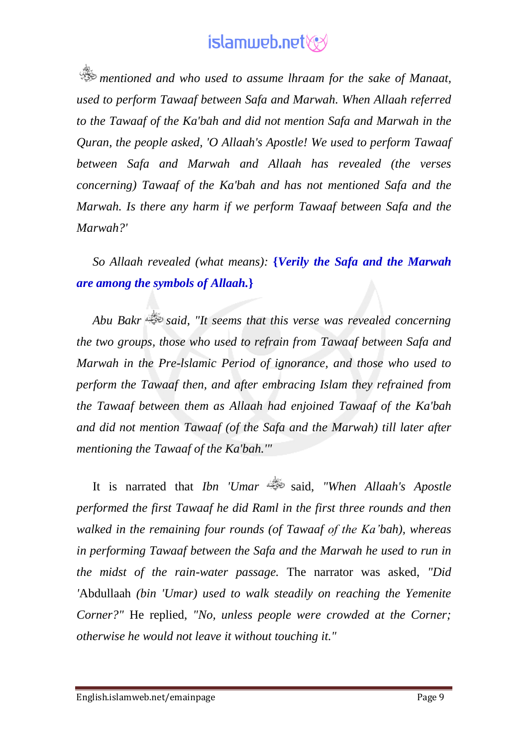mentioned and who used to assume Ihraam for the sake of Manaat, used to perform Tawaaf between Safa and Marwah. When Allaah referred to the Tawaaf of the Ka'bah and did not mention Safa and Marwah in the Quran, the people asked, 'O Allaah's Apostle! We used to perform Tawaaf between Safa and Marwah and Allaah has revealed (the verses concerning) Tawaaf of the Ka'bah and has not mentioned Safa and the Marwah. Is there any harm if we perform Tawaaf between Safa and the Marwah?'*

*So Allaah revealed (what means):* **{*Verily the Safa and the Marwah are among the symbols of Allaah.*}**

*Abu Bakr said, "It seems that this verse was revealed concerning the two groups, those who used to refrain from Tawaaf between Safa and Marwah in the Pre-Islamic Period of ignorance, and those who used to perform the Tawaaf then, and after embracing Islam they refrained from the Tawaaf between them as Allaah had enjoined Tawaaf of the Ka'bah and did not mention Tawaaf (of the Safa and the Marwah) till later after mentioning the Tawaaf of the Ka'bah.'"*

It is narrated that *Ibn 'Umar* said, *"When Allaah's Apostle performed the first Tawaaf he did Raml in the first three rounds and then walked in the remaining four rounds (of Tawaaf of the Ka'bah), whereas in performing Tawaaf between the Safa and the Marwah he used to run in the midst of the rain-water passage.* The narrator was asked, *"Did* 'Abdullaah *(bin 'Umar) used to walk steadily on reaching the Yemenite Corner?"* He replied, *"No, unless people were crowded at the Corner; otherwise he would not leave it without touching it."*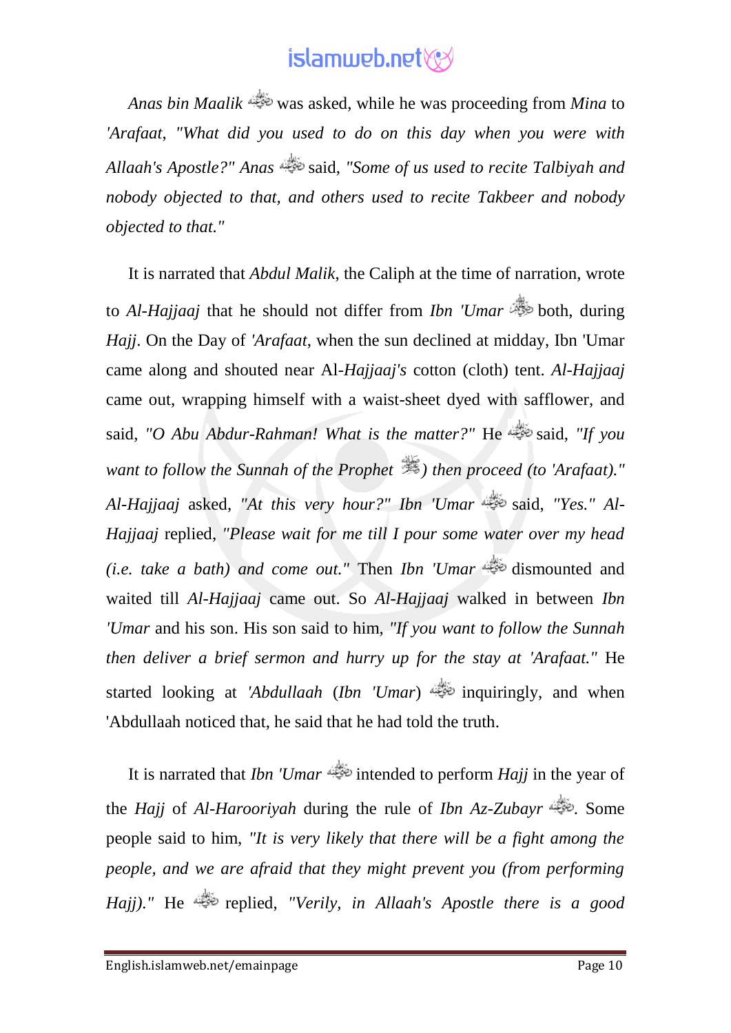*Anas bin Maalik* ﷺ was asked, while he was proceeding from *Mina* to *'Arafaat, "What did you used to do on this day when you were with Allaah's Apostle?" Anas* ﷺ said, *"Some of us used to recite Talbiyah and nobody objected to that, and others used to recite Takbeer and nobody objected to that."*

It is narrated that *Abdul Malik*, the Caliph at the time of narration, wrote to *Al-Hajjaaj* that he should not differ from *Ibn 'Umar* ﷺ both, during *Hajj*. On the Day of *'Arafaat*, when the sun declined at midday, Ibn 'Umar came along and shouted near Al-*Hajjaaj's* cotton (cloth) tent. *Al-Hajjaaj* came out, wrapping himself with a waist-sheet dyed with safflower, and said, *"O Abu Abdur-Rahman! What is the matter?"* He ﷺ said, *"If you want to follow the Sunnah of the Prophet* ﷺ*) then proceed (to 'Arafaat)." Al-Hajjaaj* asked, *"At this very hour?" Ibn 'Umar* ﷺ said, *"Yes." Al-Hajjaaj* replied, *"Please wait for me till I pour some water over my head (i.e. take a bath) and come out."* Then *Ibn 'Umar* ﷺ dismounted and waited till *Al-Hajjaaj* came out. So *Al-Hajjaaj* walked in between *Ibn 'Umar* and his son. His son said to him, *"If you want to follow the Sunnah then deliver a brief sermon and hurry up for the stay at 'Arafaat."* He started looking at *'Abdullaah* (*Ibn 'Umar*) ﷺ inquiringly, and when 'Abdullaah noticed that, he said that he had told the truth.

It is narrated that *Ibn 'Umar* ﷺ intended to perform *Hajj* in the year of the *Hajj* of *Al-Harooriyah* during the rule of *Ibn Az-Zubayr* ﷺ. Some people said to him, *"It is very likely that there will be a fight among the people, and we are afraid that they might prevent you (from performing Hajj)."* He ﷺ replied, *"Verily, in Allaah's Apostle there is a good*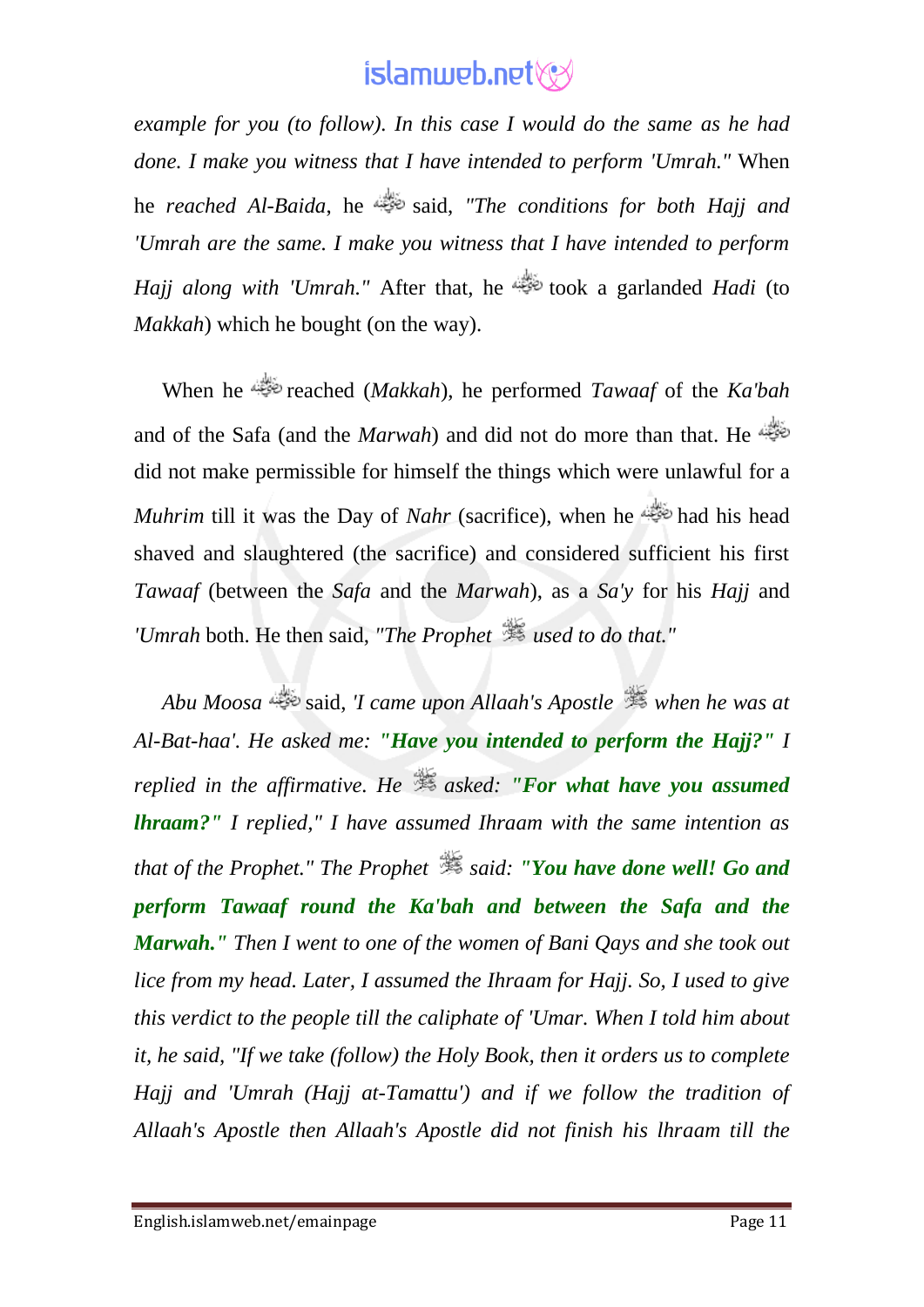*example for you (to follow). In this case I would do the same as he had done. I make you witness that I have intended to perform 'Umrah."* When he *reached Al-Baida*, he said, *"The conditions for both Hajj and 'Umrah are the same. I make you witness that I have intended to perform Hajj along with 'Umrah."* After that, he took a garlanded *Hadi* (to *Makkah*) which he bought (on the way).

When he reached (*Makkah*), he performed *Tawaaf* of the *Ka'bah* and of the Safa (and the *Marwah*) and did not do more than that. He did not make permissible for himself the things which were unlawful for a *Muhrim* till it was the Day of *Nahr* (sacrifice), when he had his head shaved and slaughtered (the sacrifice) and considered sufficient his first *Tawaaf* (between the *Safa* and the *Marwah*), as a *Sa'y* for his *Hajj* and *'Umrah* both. He then said, *"The Prophet used to do that."*

*Abu Moosa* said, *'I came upon Allaah's Apostle when he was at Al-Bat-haa'. He asked me:* ***"Have you intended to perform the Hajj?"*** *I replied in the affirmative. He asked:* ***"For what have you assumed Ihraam?"*** *I replied," I have assumed Ihraam with the same intention as that of the Prophet." The Prophet said:* ***"You have done well! Go and perform Tawaaf round the Ka'bah and between the Safa and the Marwah."*** *Then I went to one of the women of Bani Qays and she took out lice from my head. Later, I assumed the Ihraam for Hajj. So, I used to give this verdict to the people till the caliphate of 'Umar. When I told him about it, he said, "If we take (follow) the Holy Book, then it orders us to complete Hajj and 'Umrah (Hajj at-Tamattu') and if we follow the tradition of Allaah's Apostle then Allaah's Apostle did not finish his Ihraam till the*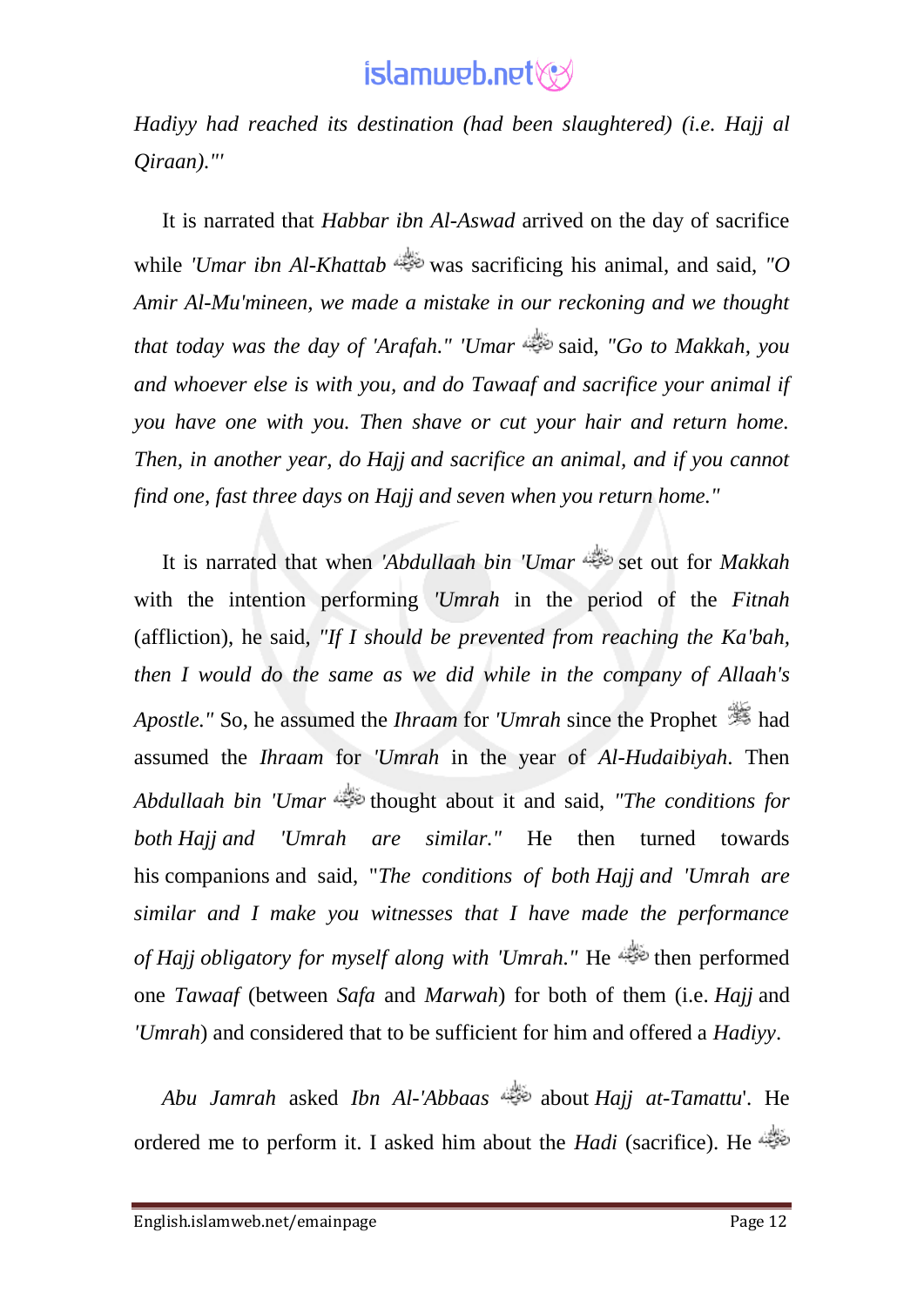*Hadiyy had reached its destination (had been slaughtered) (i.e. Hajj al Qiraan)."'*

It is narrated that *Habbar ibn Al-Aswad* arrived on the day of sacrifice while *'Umar ibn Al-Khattab* was sacrificing his animal, and said, *"O Amir Al-Mu'mineen, we made a mistake in our reckoning and we thought that today was the day of 'Arafah." 'Umar* said, *"Go to Makkah, you and whoever else is with you, and do Tawaaf and sacrifice your animal if you have one with you. Then shave or cut your hair and return home. Then, in another year, do Hajj and sacrifice an animal, and if you cannot find one, fast three days on Hajj and seven when you return home."*

It is narrated that when *'Abdullaah bin 'Umar* set out for *Makkah* with the intention performing *'Umrah* in the period of the *Fitnah* (affliction), he said, *"If I should be prevented from reaching the Ka'bah, then I would do the same as we did while in the company of Allaah's Apostle."* So, he assumed the *Ihraam* for *'Umrah* since the Prophet had assumed the *Ihraam* for *'Umrah* in the year of *Al-Hudaibiyah*. Then *Abdullaah bin 'Umar* thought about it and said, *"The conditions for both Hajj and 'Umrah are similar."* He then turned towards his companions and said, "*The conditions of both Hajj and 'Umrah are similar and I make you witnesses that I have made the performance of Hajj obligatory for myself along with 'Umrah."* He then performed one *Tawaaf* (between *Safa* and *Marwah*) for both of them (i.e. *Hajj* and *'Umrah*) and considered that to be sufficient for him and offered a *Hadiyy*.

*Abu Jamrah* asked *Ibn Al-'Abbaas* about *Hajj at-Tamattu'*. He ordered me to perform it. I asked him about the *Hadi* (sacrifice). He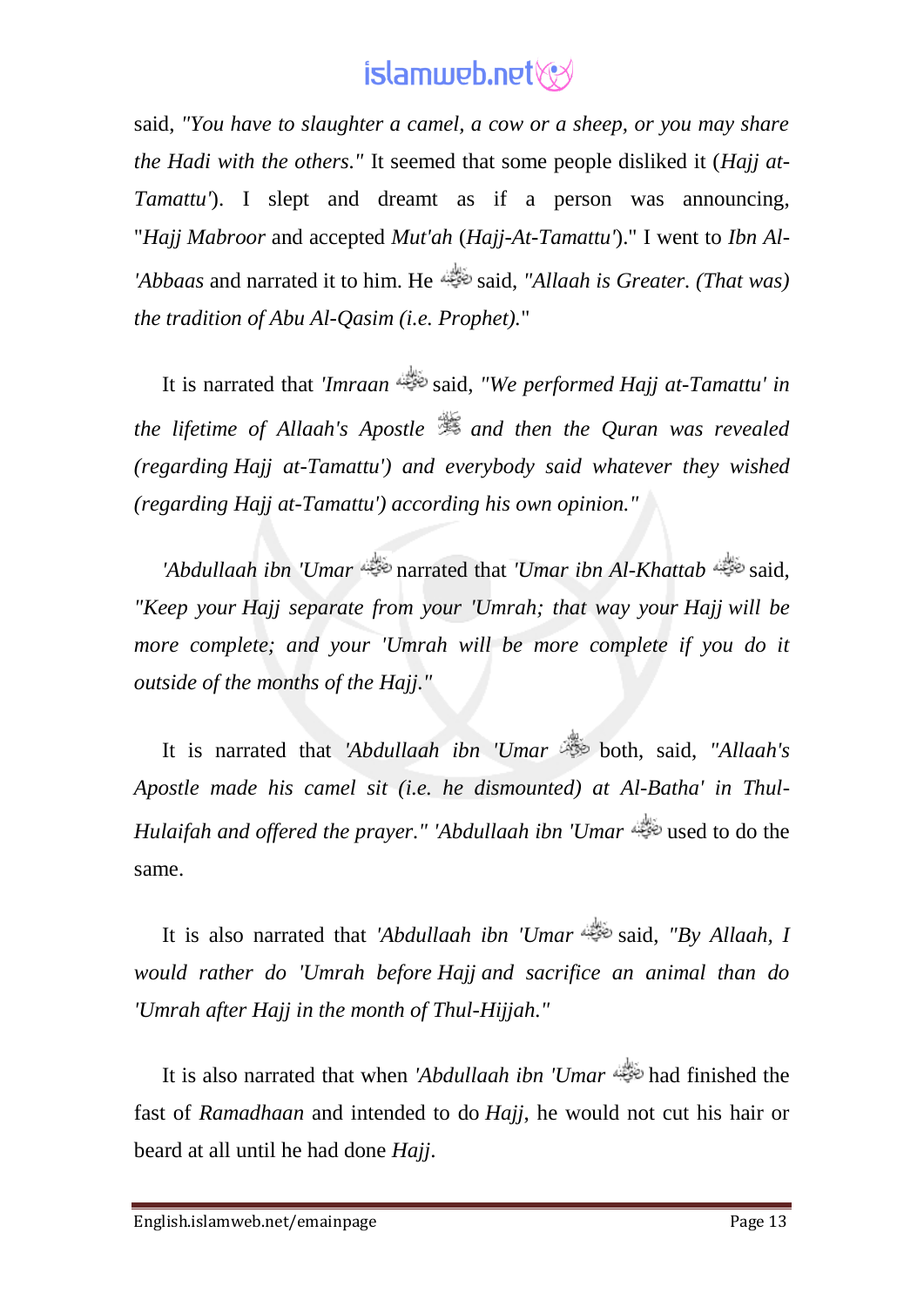said, *"You have to slaughter a camel, a cow or a sheep, or you may share the Hadi with the others."* It seemed that some people disliked it (*Hajj at-Tamattu'*). I slept and dreamt as if a person was announcing, "*Hajj Mabroor* and accepted *Mut'ah* (*Hajj-At-Tamattu'*)." I went to *Ibn Al-'Abbaas* and narrated it to him. He said, *"Allaah is Greater. (That was) the tradition of Abu Al-Qasim (i.e. Prophet).*"

It is narrated that *'Imraan* said, *"We performed Hajj at-Tamattu' in the lifetime of Allaah's Apostle and then the Quran was revealed (regarding Hajj at-Tamattu') and everybody said whatever they wished (regarding Hajj at-Tamattu') according his own opinion."*

*'Abdullaah ibn 'Umar* narrated that *'Umar ibn Al-Khattab* said, *"Keep your Hajj separate from your 'Umrah; that way your Hajj will be more complete; and your 'Umrah will be more complete if you do it outside of the months of the Hajj."*

It is narrated that *'Abdullaah ibn 'Umar* both, said, *"Allaah's Apostle made his camel sit (i.e. he dismounted) at Al-Batha' in Thul-Hulaifah and offered the prayer." 'Abdullaah ibn 'Umar* used to do the same.

It is also narrated that *'Abdullaah ibn 'Umar* said, *"By Allaah, I would rather do 'Umrah before Hajj and sacrifice an animal than do 'Umrah after Hajj in the month of Thul-Hijjah."*

It is also narrated that when *'Abdullaah ibn 'Umar* had finished the fast of *Ramadhaan* and intended to do *Hajj*, he would not cut his hair or beard at all until he had done *Hajj*.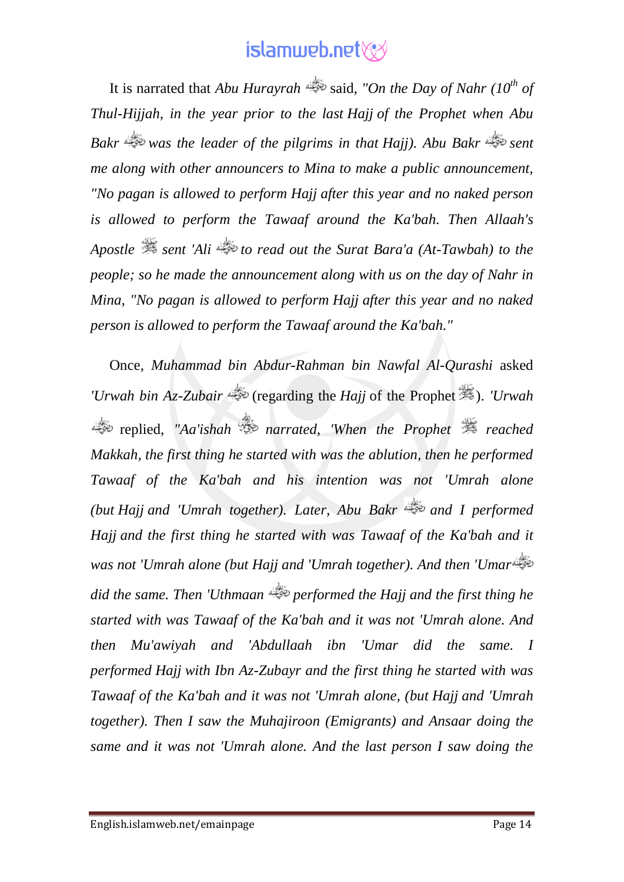It is narrated that *Abu Hurayrah* said, *"On the Day of Nahr (10th of Thul-Hijjah, in the year prior to the last Hajj of the Prophet when Abu Bakr was the leader of the pilgrims in that Hajj). Abu Bakr sent me along with other announcers to Mina to make a public announcement, "No pagan is allowed to perform Hajj after this year and no naked person is allowed to perform the Tawaaf around the Ka'bah. Then Allaah's Apostle sent 'Ali to read out the Surat Bara'a (At-Tawbah) to the people; so he made the announcement along with us on the day of Nahr in Mina, "No pagan is allowed to perform Hajj after this year and no naked person is allowed to perform the Tawaaf around the Ka'bah."*

Once, *Muhammad bin Abdur-Rahman bin Nawfal Al-Qurashi* asked *'Urwah bin Az-Zubair* (regarding the *Hajj* of the Prophet ). *'Urwah* replied, *"Aa'ishah narrated, 'When the Prophet reached Makkah, the first thing he started with was the ablution, then he performed Tawaaf of the Ka'bah and his intention was not 'Umrah alone (but Hajj and 'Umrah together). Later, Abu Bakr and I performed Hajj and the first thing he started with was Tawaaf of the Ka'bah and it was not 'Umrah alone (but Hajj and 'Umrah together). And then 'Umar did the same. Then 'Uthmaan performed the Hajj and the first thing he started with was Tawaaf of the Ka'bah and it was not 'Umrah alone. And then Mu'awiyah and 'Abdullaah ibn 'Umar did the same. I performed Hajj with Ibn Az-Zubayr and the first thing he started with was Tawaaf of the Ka'bah and it was not 'Umrah alone, (but Hajj and 'Umrah together). Then I saw the Muhajiroon (Emigrants) and Ansaar doing the same and it was not 'Umrah alone. And the last person I saw doing the*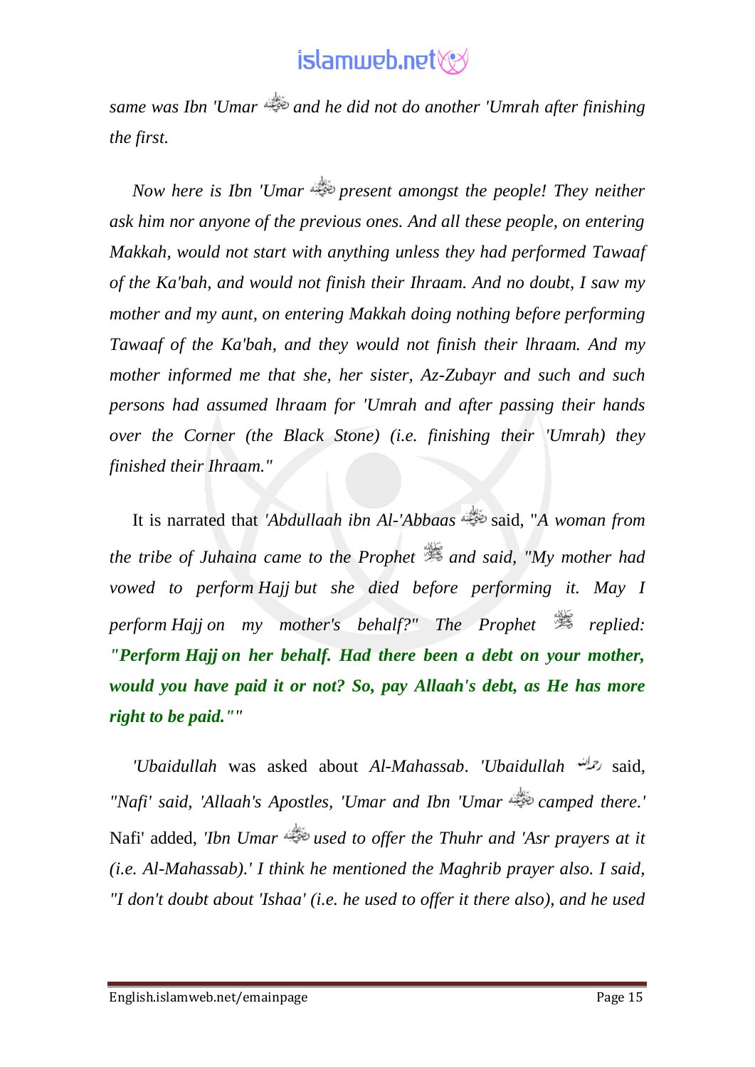*same was Ibn 'Umar and he did not do another 'Umrah after finishing the first.*

*Now here is Ibn 'Umar present amongst the people! They neither ask him nor anyone of the previous ones. And all these people, on entering Makkah, would not start with anything unless they had performed Tawaaf of the Ka'bah, and would not finish their Ihraam. And no doubt, I saw my mother and my aunt, on entering Makkah doing nothing before performing Tawaaf of the Ka'bah, and they would not finish their lhraam. And my mother informed me that she, her sister, Az-Zubayr and such and such persons had assumed lhraam for 'Umrah and after passing their hands over the Corner (the Black Stone) (i.e. finishing their 'Umrah) they finished their Ihraam."*

It is narrated that *'Abdullaah ibn Al-'Abbaas* said, "*A woman from the tribe of Juhaina came to the Prophet and said, "My mother had vowed to perform Hajj but she died before performing it. May I perform Hajj on my mother's behalf?" The Prophet replied:* ***"Perform Hajj on her behalf. Had there been a debt on your mother, would you have paid it or not? So, pay Allaah's debt, as He has more right to be paid.""***

*'Ubaidullah* was asked about *Al-Mahassab*. *'Ubaidullah* said, *"Nafi' said, 'Allaah's Apostles, 'Umar and Ibn 'Umar camped there.'* Nafi' added, *'Ibn Umar used to offer the Thuhr and 'Asr prayers at it (i.e. Al-Mahassab).' I think he mentioned the Maghrib prayer also. I said, "I don't doubt about 'Ishaa' (i.e. he used to offer it there also), and he used*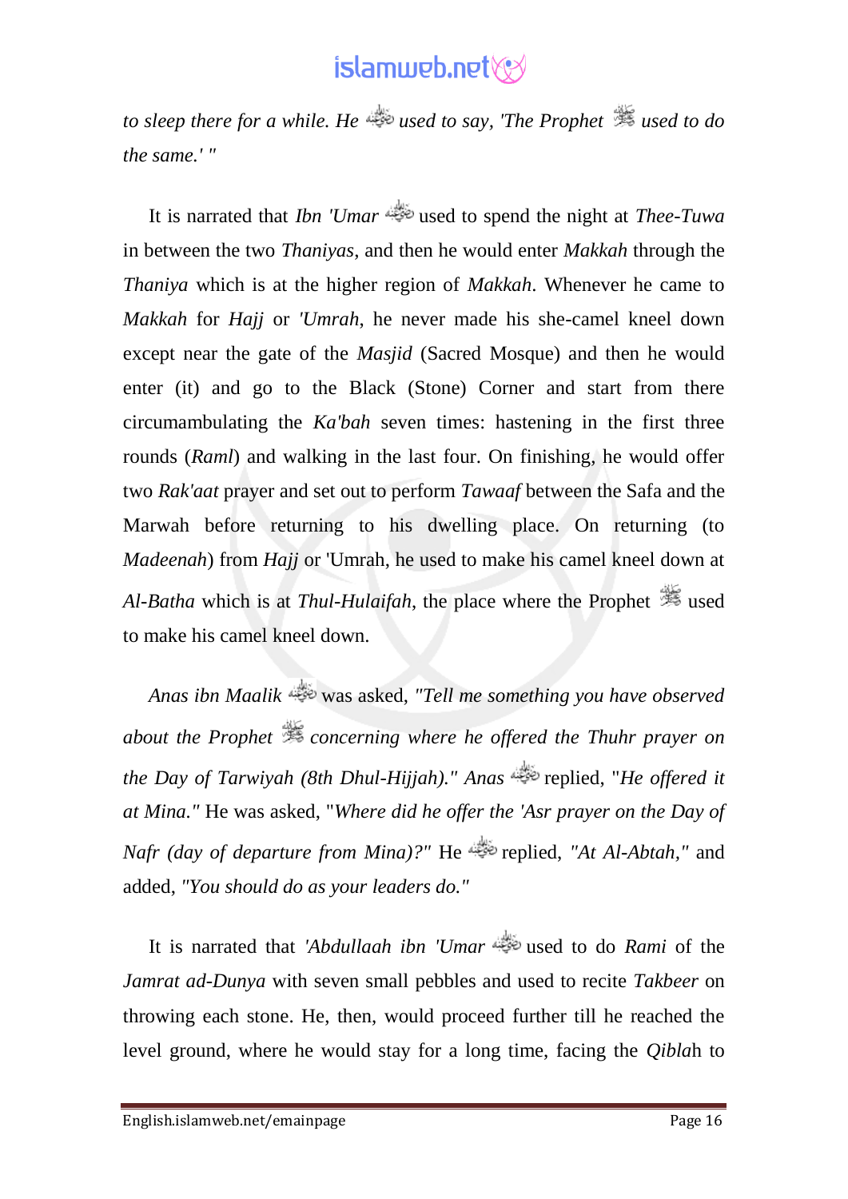*to sleep there for a while. He* ﷺ *used to say, 'The Prophet* ﷺ *used to do the same.' "*

It is narrated that *Ibn 'Umar* used to spend the night at *Thee-Tuwa* in between the two *Thaniyas*, and then he would enter *Makkah* through the *Thaniya* which is at the higher region of *Makkah*. Whenever he came to *Makkah* for *Hajj* or *'Umrah*, he never made his she-camel kneel down except near the gate of the *Masjid* (Sacred Mosque) and then he would enter (it) and go to the Black (Stone) Corner and start from there circumambulating the *Ka'bah* seven times: hastening in the first three rounds (*Raml*) and walking in the last four. On finishing, he would offer two *Rak'aat* prayer and set out to perform *Tawaaf* between the Safa and the Marwah before returning to his dwelling place. On returning (to *Madeenah*) from *Hajj* or 'Umrah, he used to make his camel kneel down at *Al-Batha* which is at *Thul-Hulaifah*, the place where the Prophet ﷺ used to make his camel kneel down.

*Anas ibn Maalik* was asked, *"Tell me something you have observed about the Prophet* ﷺ *concerning where he offered the Thuhr prayer on the Day of Tarwiyah (8th Dhul-Hijjah)." Anas* replied, "*He offered it at Mina."* He was asked, "*Where did he offer the 'Asr prayer on the Day of Nafr (day of departure from Mina)?"* He replied, *"At Al-Abtah,"* and added, *"You should do as your leaders do."*

It is narrated that *'Abdullaah ibn 'Umar* used to do *Rami* of the *Jamrat ad-Dunya* with seven small pebbles and used to recite *Takbeer* on throwing each stone. He, then, would proceed further till he reached the level ground, where he would stay for a long time, facing the *Qibla*h to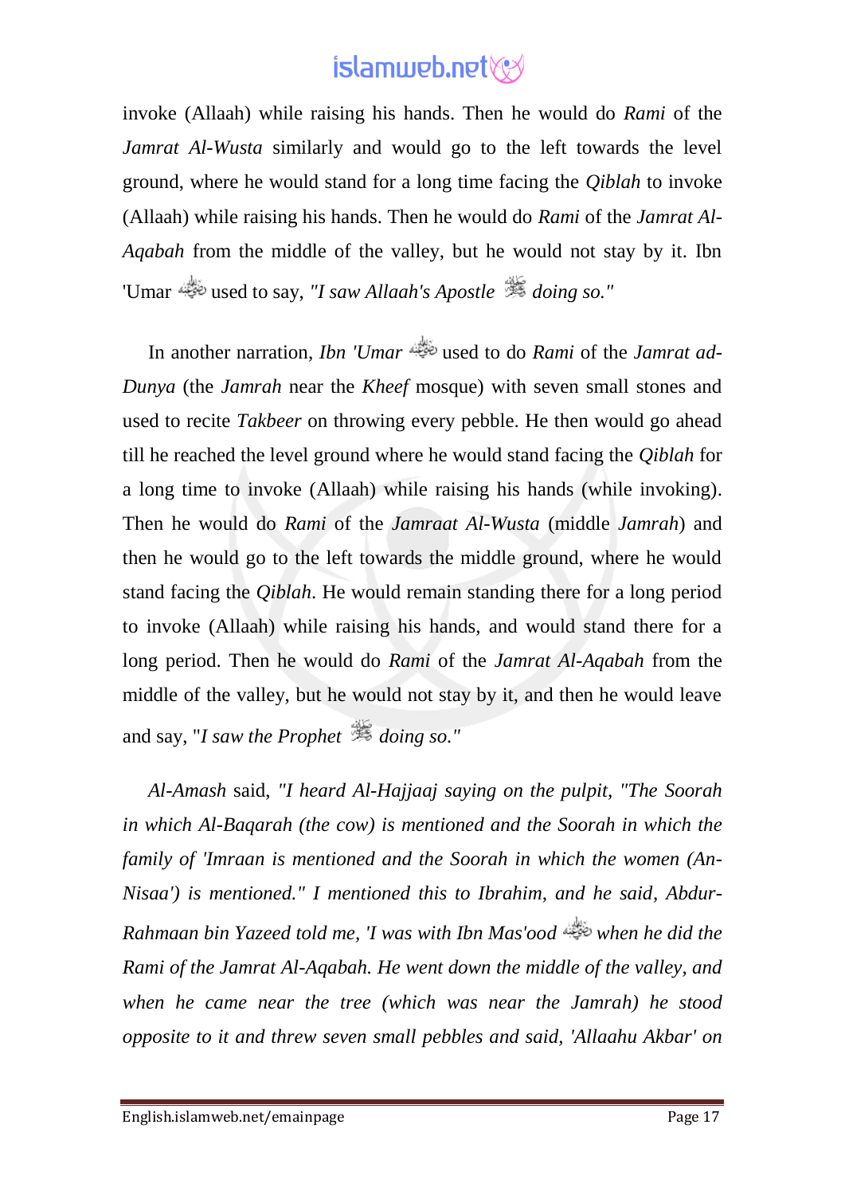invoke (Allaah) while raising his hands. Then he would do *Rami* of the *Jamrat Al-Wusta* similarly and would go to the left towards the level ground, where he would stand for a long time facing the *Qiblah* to invoke (Allaah) while raising his hands. Then he would do *Rami* of the *Jamrat Al-Aqabah* from the middle of the valley, but he would not stay by it. Ibn 'Umar used to say, *"I saw Allaah's Apostle doing so."*

In another narration, *Ibn 'Umar* used to do *Rami* of the *Jamrat ad-Dunya* (the *Jamrah* near the *Kheef* mosque) with seven small stones and used to recite *Takbeer* on throwing every pebble. He then would go ahead till he reached the level ground where he would stand facing the *Qiblah* for a long time to invoke (Allaah) while raising his hands (while invoking). Then he would do *Rami* of the *Jamraat Al-Wusta* (middle *Jamrah*) and then he would go to the left towards the middle ground, where he would stand facing the *Qiblah*. He would remain standing there for a long period to invoke (Allaah) while raising his hands, and would stand there for a long period. Then he would do *Rami* of the *Jamrat Al-Aqabah* from the middle of the valley, but he would not stay by it, and then he would leave and say, "*I saw the Prophet doing so."*

*Al-Amash* said, *"I heard Al-Hajjaaj saying on the pulpit, "The Soorah in which Al-Baqarah (the cow) is mentioned and the Soorah in which the family of 'Imraan is mentioned and the Soorah in which the women (An-Nisaa') is mentioned." I mentioned this to Ibrahim, and he said, Abdur-Rahmaan bin Yazeed told me, 'I was with Ibn Mas'ood when he did the Rami of the Jamrat Al-Aqabah. He went down the middle of the valley, and when he came near the tree (which was near the Jamrah) he stood opposite to it and threw seven small pebbles and said, 'Allaahu Akbar' on*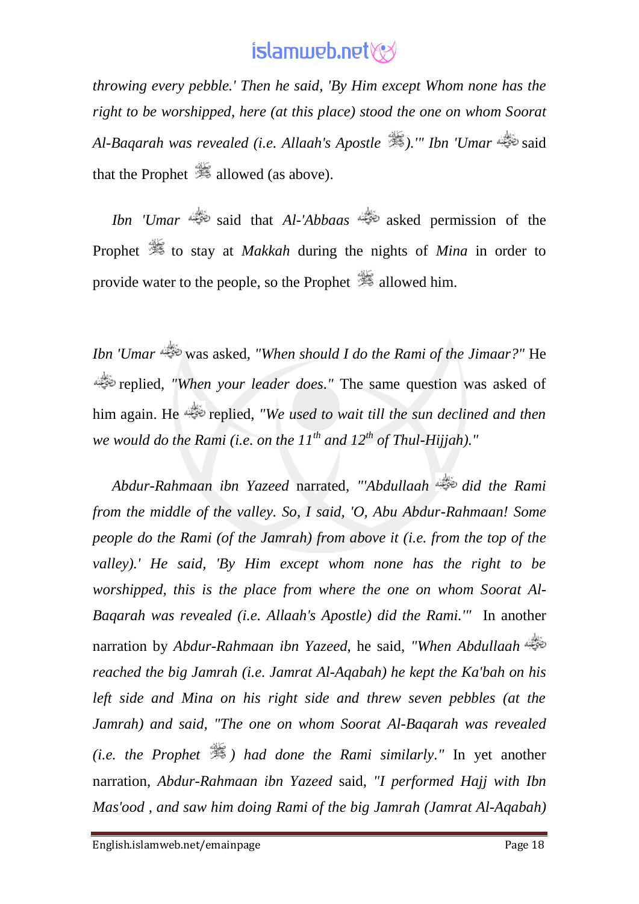*throwing every pebble.' Then he said, 'By Him except Whom none has the right to be worshipped, here (at this place) stood the one on whom Soorat Al-Baqarah was revealed (i.e. Allaah's Apostle ﷺ).'" Ibn 'Umar* رضي الله عنه said that the Prophet ﷺ allowed (as above).

*Ibn 'Umar* رضي الله عنه said that *Al-'Abbaas* رضي الله عنه asked permission of the Prophet ﷺ to stay at *Makkah* during the nights of *Mina* in order to provide water to the people, so the Prophet ﷺ allowed him.

*Ibn 'Umar* رضي الله عنه was asked, *"When should I do the Rami of the Jimaar?"* He رضي الله عنه replied, *"When your leader does."* The same question was asked of him again. He رضي الله عنه replied, *"We used to wait till the sun declined and then we would do the Rami (i.e. on the 11th and 12th of Thul-Hijjah)."*

*Abdur-Rahmaan ibn Yazeed* narrated, *"'Abdullaah* رضي الله عنه *did the Rami from the middle of the valley. So, I said, 'O, Abu Abdur-Rahmaan! Some people do the Rami (of the Jamrah) from above it (i.e. from the top of the valley).' He said, 'By Him except whom none has the right to be worshipped, this is the place from where the one on whom Soorat Al-Baqarah was revealed (i.e. Allaah's Apostle) did the Rami.'"* In another narration by *Abdur-Rahmaan ibn Yazeed*, he said, *"When Abdullaah* رضي الله عنه *reached the big Jamrah (i.e. Jamrat Al-Aqabah) he kept the Ka'bah on his left side and Mina on his right side and threw seven pebbles (at the Jamrah) and said, "The one on whom Soorat Al-Baqarah was revealed (i.e. the Prophet* ﷺ*) had done the Rami similarly."* In yet another narration, *Abdur-Rahmaan ibn Yazeed* said, *"I performed Hajj with Ibn Mas'ood , and saw him doing Rami of the big Jamrah (Jamrat Al-Aqabah)*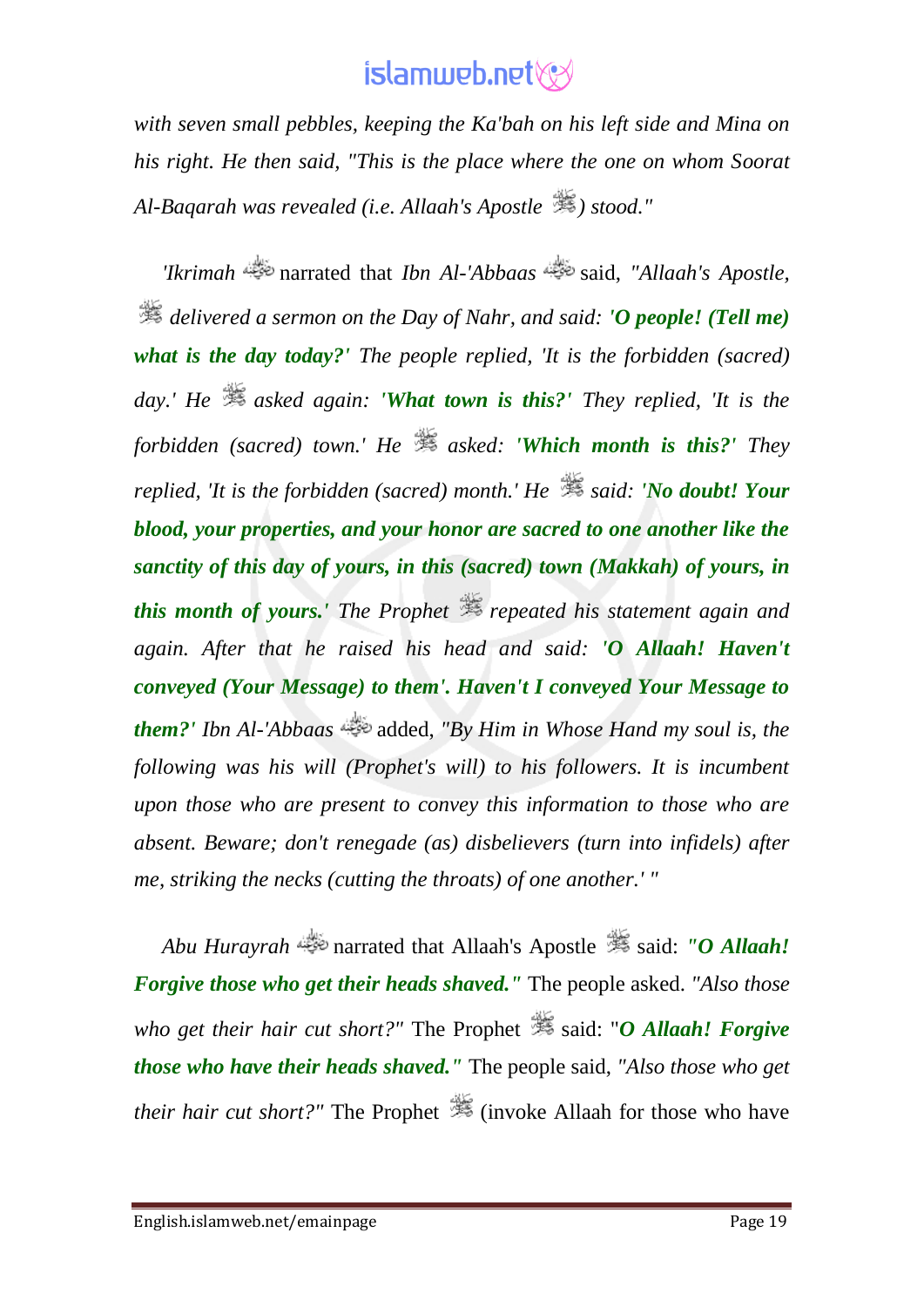*with seven small pebbles, keeping the Ka'bah on his left side and Mina on his right. He then said, "This is the place where the one on whom Soorat Al-Baqarah was revealed (i.e. Allaah's Apostle ﷺ) stood."*

*'Ikrimah* narrated that *Ibn Al-'Abbaas* said, *"Allaah's Apostle, ﷺ delivered a sermon on the Day of Nahr, and said:* ***'O people! (Tell me) what is the day today?'*** *The people replied, 'It is the forbidden (sacred) day.' He ﷺ asked again:* ***'What town is this?'*** *They replied, 'It is the forbidden (sacred) town.' He ﷺ asked:* ***'Which month is this?'*** *They replied, 'It is the forbidden (sacred) month.' He ﷺ said:* ***'No doubt! Your blood, your properties, and your honor are sacred to one another like the sanctity of this day of yours, in this (sacred) town (Makkah) of yours, in this month of yours.'*** *The Prophet ﷺ repeated his statement again and again. After that he raised his head and said:* ***'O Allaah! Haven't conveyed (Your Message) to them'. Haven't I conveyed Your Message to them?'*** *Ibn Al-'Abbaas* added, *"By Him in Whose Hand my soul is, the following was his will (Prophet's will) to his followers. It is incumbent upon those who are present to convey this information to those who are absent. Beware; don't renegade (as) disbelievers (turn into infidels) after me, striking the necks (cutting the throats) of one another.' "*

*Abu Hurayrah* narrated that Allaah's Apostle ﷺ said: ***"O Allaah! Forgive those who get their heads shaved."*** The people asked. *"Also those who get their hair cut short?"* The Prophet ﷺ said: "***O Allaah! Forgive those who have their heads shaved."*** The people said, *"Also those who get their hair cut short?"* The Prophet ﷺ (invoke Allaah for those who have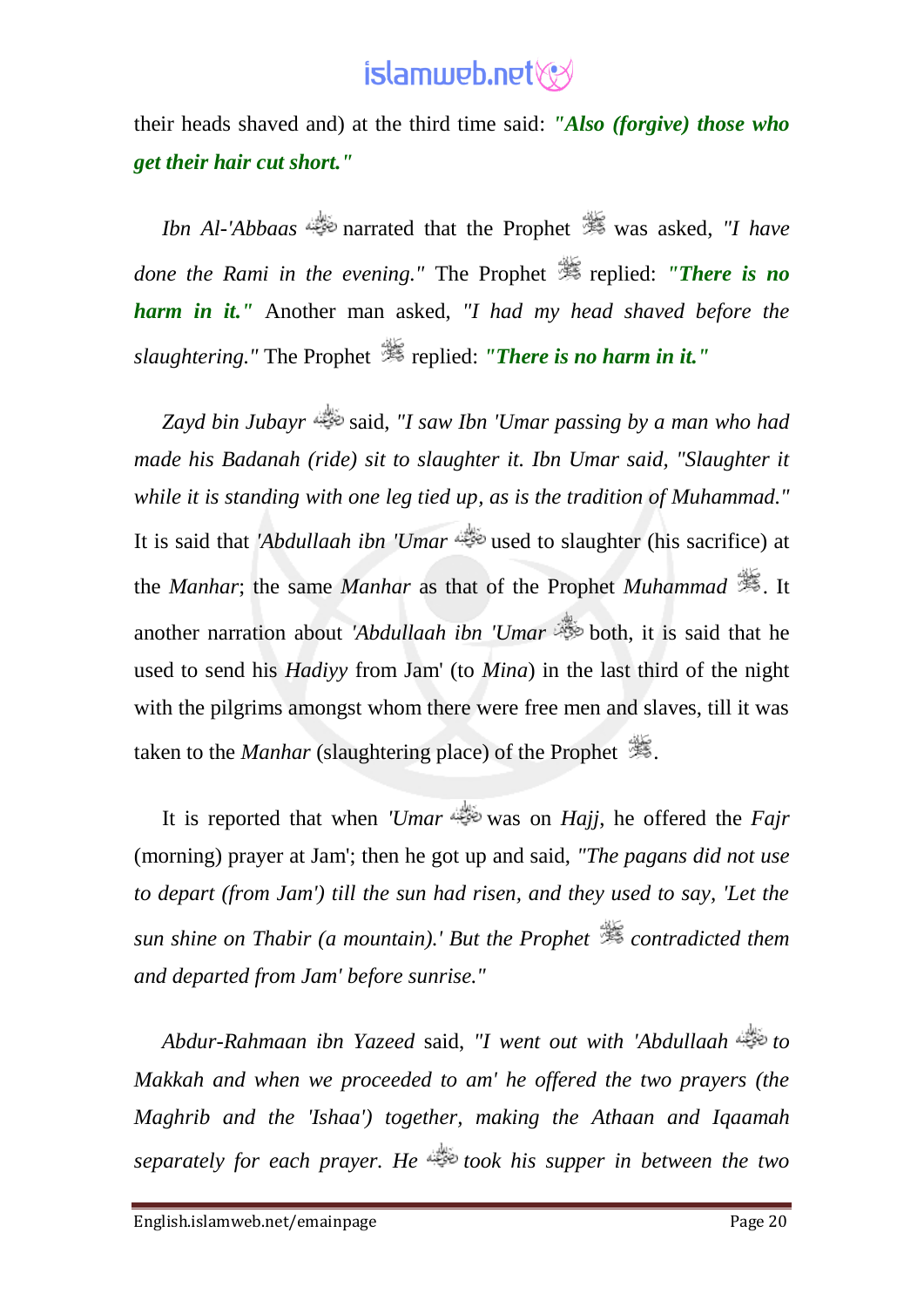their heads shaved and) at the third time said: ***"Also (forgive) those who get their hair cut short."***

*Ibn Al-'Abbaas* narrated that the Prophet was asked, *"I have done the Rami in the evening."* The Prophet replied: ***"There is no harm in it."*** Another man asked, *"I had my head shaved before the slaughtering."* The Prophet replied: ***"There is no harm in it."***

*Zayd bin Jubayr* said, *"I saw Ibn 'Umar passing by a man who had made his Badanah (ride) sit to slaughter it. Ibn Umar said, "Slaughter it while it is standing with one leg tied up, as is the tradition of Muhammad."* It is said that *'Abdullaah ibn 'Umar* used to slaughter (his sacrifice) at the *Manhar*; the same *Manhar* as that of the Prophet *Muhammad* . It another narration about *'Abdullaah ibn 'Umar* both, it is said that he used to send his *Hadiyy* from Jam' (to *Mina*) in the last third of the night with the pilgrims amongst whom there were free men and slaves, till it was taken to the *Manhar* (slaughtering place) of the Prophet .

It is reported that when *'Umar* was on *Hajj*, he offered the *Fajr* (morning) prayer at Jam'; then he got up and said, *"The pagans did not use to depart (from Jam') till the sun had risen, and they used to say, 'Let the sun shine on Thabir (a mountain).' But the Prophet contradicted them and departed from Jam' before sunrise."*

*Abdur-Rahmaan ibn Yazeed* said, *"I went out with 'Abdullaah to Makkah and when we proceeded to am' he offered the two prayers (the Maghrib and the 'Ishaa') together, making the Athaan and Iqaamah separately for each prayer. He took his supper in between the two*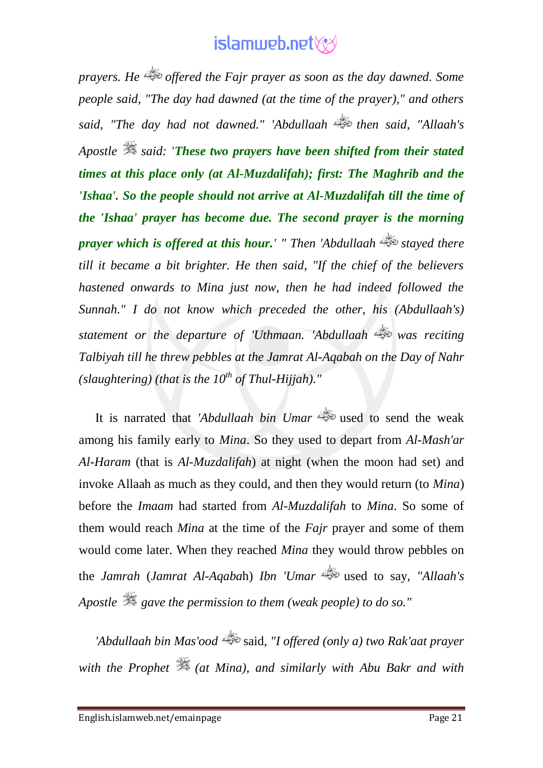*prayers. He offered the Fajr prayer as soon as the day dawned. Some people said, "The day had dawned (at the time of the prayer)," and others said, "The day had not dawned." 'Abdullaah then said, "Allaah's Apostle said:* ***'These two prayers have been shifted from their stated times at this place only (at Al-Muzdalifah); first: The Maghrib and the 'Ishaa'. So the people should not arrive at Al-Muzdalifah till the time of the 'Ishaa' prayer has become due. The second prayer is the morning prayer which is offered at this hour.'*** *" Then 'Abdullaah stayed there till it became a bit brighter. He then said, "If the chief of the believers hastened onwards to Mina just now, then he had indeed followed the Sunnah." I do not know which preceded the other, his (Abdullaah's) statement or the departure of 'Uthmaan. 'Abdullaah was reciting Talbiyah till he threw pebbles at the Jamrat Al-Aqabah on the Day of Nahr (slaughtering) (that is the 10th of Thul-Hijjah)."*

It is narrated that *'Abdullaah bin Umar* used to send the weak among his family early to *Mina*. So they used to depart from *Al-Mash'ar Al-Haram* (that is *Al-Muzdalifah*) at night (when the moon had set) and invoke Allaah as much as they could, and then they would return (to *Mina*) before the *Imaam* had started from *Al-Muzdalifah* to *Mina*. So some of them would reach *Mina* at the time of the *Fajr* prayer and some of them would come later. When they reached *Mina* they would throw pebbles on the *Jamrah* (*Jamrat Al-Aqabah*) *Ibn 'Umar* used to say, *"Allaah's Apostle gave the permission to them (weak people) to do so."*

*'Abdullaah bin Mas'ood* said, *"I offered (only a) two Rak'aat prayer with the Prophet (at Mina), and similarly with Abu Bakr and with*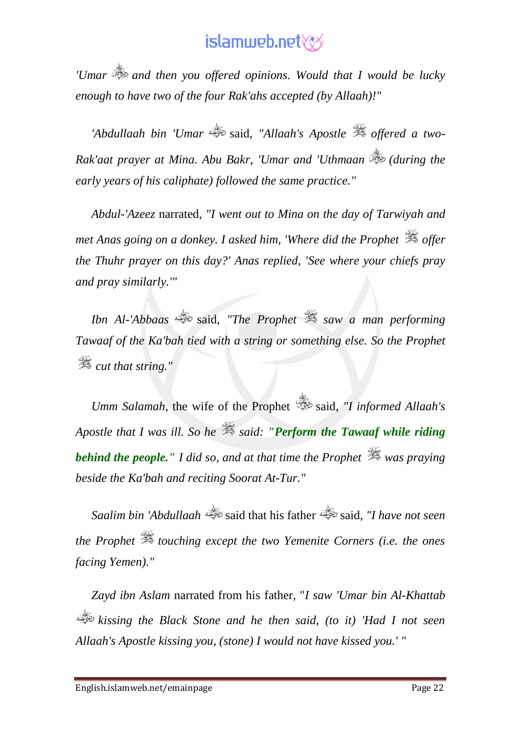*'Umar* and then you offered opinions. Would that I would be lucky enough to have two of the four Rak'ahs accepted (by Allaah)!"*

*'Abdullaah bin 'Umar* said, *"Allaah's Apostle offered a two-Rak'aat prayer at Mina. Abu Bakr, 'Umar and 'Uthmaan (during the early years of his caliphate) followed the same practice."*

*Abdul-'Azeez* narrated, *"I went out to Mina on the day of Tarwiyah and met Anas going on a donkey. I asked him, 'Where did the Prophet offer the Thuhr prayer on this day?' Anas replied, 'See where your chiefs pray and pray similarly.'"*

*Ibn Al-'Abbaas* said, *"The Prophet saw a man performing Tawaaf of the Ka'bah tied with a string or something else. So the Prophet cut that string."*

*Umm Salamah*, the wife of the Prophet said, *"I informed Allaah's Apostle that I was ill. So he said:* ***"Perform the Tawaaf while riding behind the people."*** *I did so, and at that time the Prophet was praying beside the Ka'bah and reciting Soorat At-Tur."*

*Saalim bin 'Abdullaah* said that his father said, *"I have not seen the Prophet touching except the two Yemenite Corners (i.e. the ones facing Yemen)."*

*Zayd ibn Aslam* narrated from his father, "*I saw 'Umar bin Al-Khattab kissing the Black Stone and he then said, (to it) 'Had I not seen Allaah's Apostle kissing you, (stone) I would not have kissed you.' "*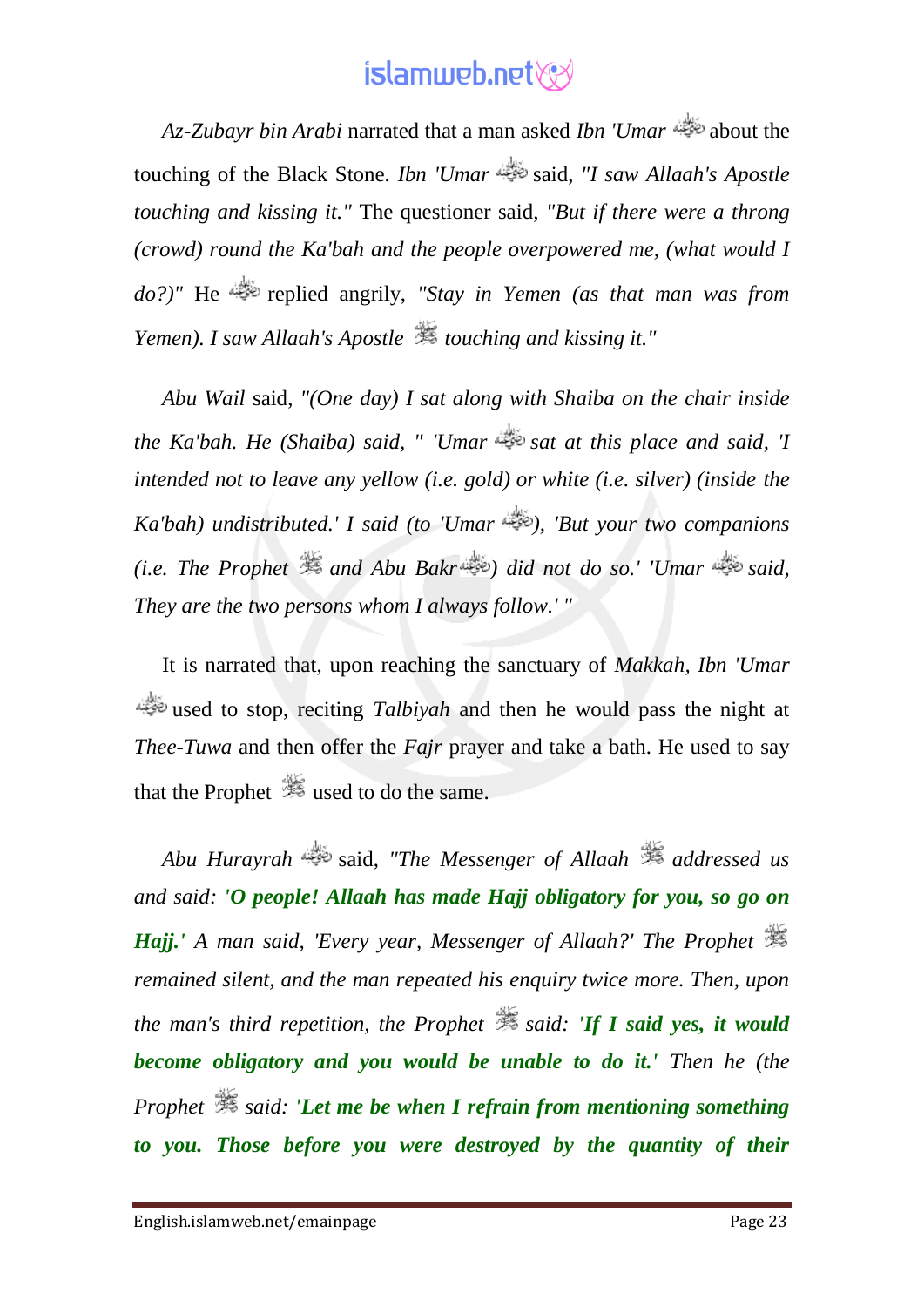*Az-Zubayr bin Arabi* narrated that a man asked *Ibn 'Umar* about the touching of the Black Stone. *Ibn 'Umar* said, *"I saw Allaah's Apostle touching and kissing it."* The questioner said, *"But if there were a throng (crowd) round the Ka'bah and the people overpowered me, (what would I do?)"* He replied angrily, *"Stay in Yemen (as that man was from Yemen). I saw Allaah's Apostle touching and kissing it."*

*Abu Wail* said, *"(One day) I sat along with Shaiba on the chair inside the Ka'bah. He (Shaiba) said, " 'Umar sat at this place and said, 'I intended not to leave any yellow (i.e. gold) or white (i.e. silver) (inside the Ka'bah) undistributed.' I said (to 'Umar ), 'But your two companions (i.e. The Prophet and Abu Bakr ) did not do so.' 'Umar said, They are the two persons whom I always follow.' "*

It is narrated that, upon reaching the sanctuary of *Makkah, Ibn 'Umar* used to stop, reciting *Talbiyah* and then he would pass the night at *Thee-Tuwa* and then offer the *Fajr* prayer and take a bath. He used to say that the Prophet used to do the same.

*Abu Hurayrah* said, *"The Messenger of Allaah addressed us and said:* ***'O people! Allaah has made Hajj obligatory for you, so go on Hajj.'*** *A man said, 'Every year, Messenger of Allaah?' The Prophet remained silent, and the man repeated his enquiry twice more. Then, upon the man's third repetition, the Prophet said:* ***'If I said yes, it would become obligatory and you would be unable to do it.'*** *Then he (the Prophet said:* ***'Let me be when I refrain from mentioning something to you. Those before you were destroyed by the quantity of their***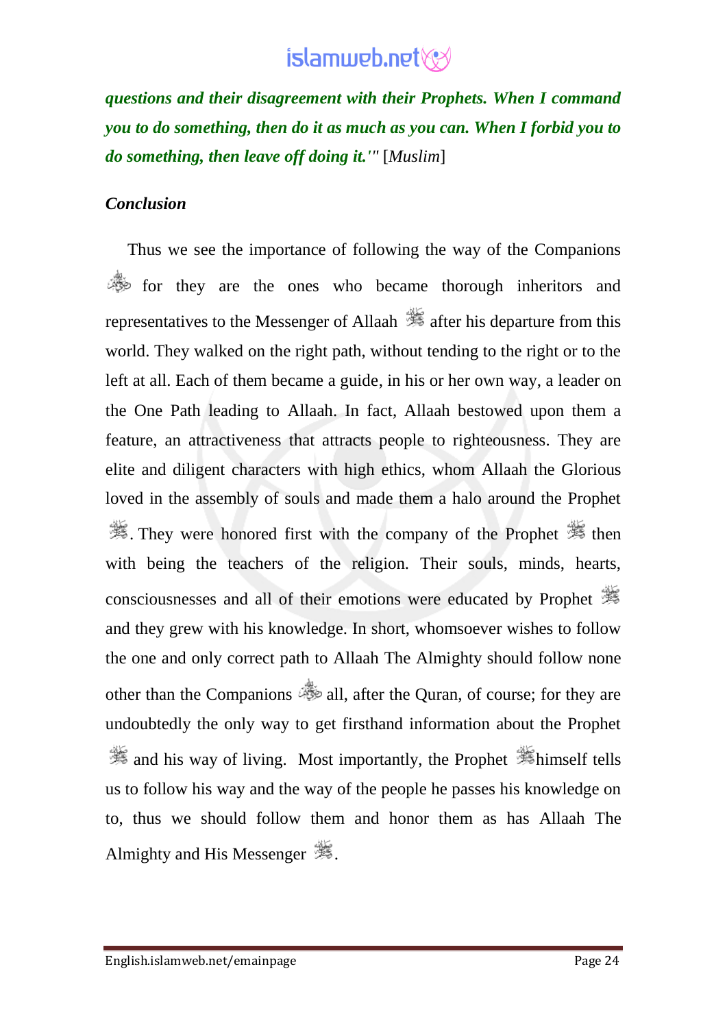***questions and their disagreement with their Prophets. When I command you to do something, then do it as much as you can. When I forbid you to do something, then leave off doing it.'"*** [*Muslim*]

***Conclusion***

Thus we see the importance of following the way of the Companions for they are the ones who became thorough inheritors and representatives to the Messenger of Allaah after his departure from this world. They walked on the right path, without tending to the right or to the left at all. Each of them became a guide, in his or her own way, a leader on the One Path leading to Allaah. In fact, Allaah bestowed upon them a feature, an attractiveness that attracts people to righteousness. They are elite and diligent characters with high ethics, whom Allaah the Glorious loved in the assembly of souls and made them a halo around the Prophet . They were honored first with the company of the Prophet then with being the teachers of the religion. Their souls, minds, hearts, consciousnesses and all of their emotions were educated by Prophet and they grew with his knowledge. In short, whomsoever wishes to follow the one and only correct path to Allaah The Almighty should follow none other than the Companions all, after the Quran, of course; for they are undoubtedly the only way to get firsthand information about the Prophet and his way of living. Most importantly, the Prophet himself tells us to follow his way and the way of the people he passes his knowledge on to, thus we should follow them and honor them as has Allaah The Almighty and His Messenger .